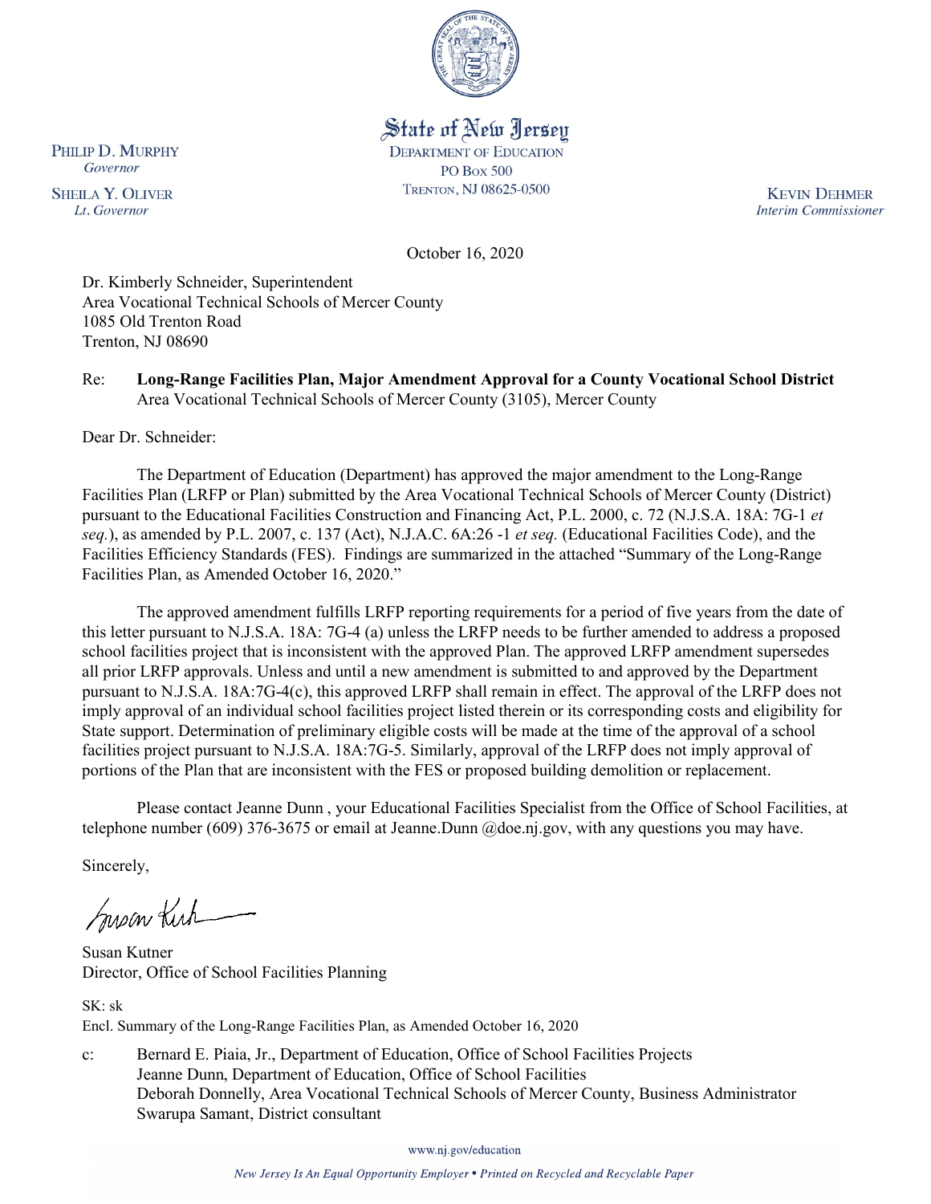State of New Jersey
DEPARTMENT OF EDUCATION
PO Box 500
TRENTON, NJ 08625-0500

PHILIP D. MURPHY
*Governor*

SHEILA Y. OLIVER
*Lt. Governor*

KEVIN DEHMER
*Interim Commissioner*

October 16, 2020

Dr. Kimberly Schneider, Superintendent
Area Vocational Technical Schools of Mercer County
1085 Old Trenton Road
Trenton, NJ 08690

Re: **Long-Range Facilities Plan, Major Amendment Approval for a County Vocational School District**
Area Vocational Technical Schools of Mercer County (3105), Mercer County

Dear Dr. Schneider:

The Department of Education (Department) has approved the major amendment to the Long-Range Facilities Plan (LRFP or Plan) submitted by the Area Vocational Technical Schools of Mercer County (District) pursuant to the Educational Facilities Construction and Financing Act, P.L. 2000, c. 72 (N.J.S.A. 18A: 7G-1 *et seq.*), as amended by P.L. 2007, c. 137 (Act), N.J.A.C. 6A:26 -1 *et seq.* (Educational Facilities Code), and the Facilities Efficiency Standards (FES). Findings are summarized in the attached "Summary of the Long-Range Facilities Plan, as Amended October 16, 2020."

The approved amendment fulfills LRFP reporting requirements for a period of five years from the date of this letter pursuant to N.J.S.A. 18A: 7G-4 (a) unless the LRFP needs to be further amended to address a proposed school facilities project that is inconsistent with the approved Plan. The approved LRFP amendment supersedes all prior LRFP approvals. Unless and until a new amendment is submitted to and approved by the Department pursuant to N.J.S.A. 18A:7G-4(c), this approved LRFP shall remain in effect. The approval of the LRFP does not imply approval of an individual school facilities project listed therein or its corresponding costs and eligibility for State support. Determination of preliminary eligible costs will be made at the time of the approval of a school facilities project pursuant to N.J.S.A. 18A:7G-5. Similarly, approval of the LRFP does not imply approval of portions of the Plan that are inconsistent with the FES or proposed building demolition or replacement.

Please contact Jeanne Dunn , your Educational Facilities Specialist from the Office of School Facilities, at telephone number (609) 376-3675 or email at Jeanne.Dunn @doe.nj.gov, with any questions you may have.

Sincerely,

Susan Kutner
Director, Office of School Facilities Planning

SK: sk
Encl. Summary of the Long-Range Facilities Plan, as Amended October 16, 2020

c: Bernard E. Piaia, Jr., Department of Education, Office of School Facilities Projects
Jeanne Dunn, Department of Education, Office of School Facilities
Deborah Donnelly, Area Vocational Technical Schools of Mercer County, Business Administrator
Swarupa Samant, District consultant

www.nj.gov/education

*New Jersey Is An Equal Opportunity Employer • Printed on Recycled and Recyclable Paper*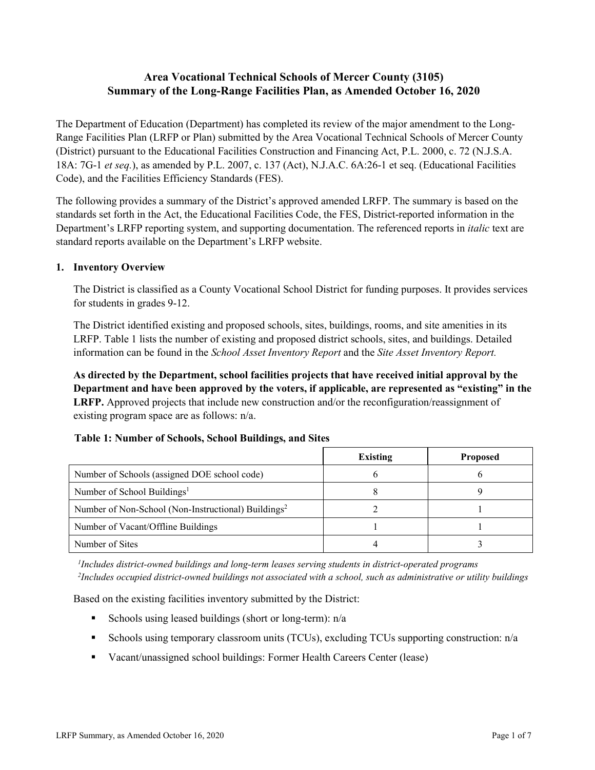# Area Vocational Technical Schools of Mercer County (3105)
# Summary of the Long-Range Facilities Plan, as Amended October 16, 2020

The Department of Education (Department) has completed its review of the major amendment to the Long-Range Facilities Plan (LRFP or Plan) submitted by the Area Vocational Technical Schools of Mercer County (District) pursuant to the Educational Facilities Construction and Financing Act, P.L. 2000, c. 72 (N.J.S.A. 18A: 7G-1 *et seq.*), as amended by P.L. 2007, c. 137 (Act), N.J.A.C. 6A:26-1 et seq. (Educational Facilities Code), and the Facilities Efficiency Standards (FES).

The following provides a summary of the District's approved amended LRFP. The summary is based on the standards set forth in the Act, the Educational Facilities Code, the FES, District-reported information in the Department's LRFP reporting system, and supporting documentation. The referenced reports in *italic* text are standard reports available on the Department's LRFP website.

## 1. Inventory Overview

The District is classified as a County Vocational School District for funding purposes. It provides services for students in grades 9-12.

The District identified existing and proposed schools, sites, buildings, rooms, and site amenities in its LRFP. Table 1 lists the number of existing and proposed district schools, sites, and buildings. Detailed information can be found in the *School Asset Inventory Report* and the *Site Asset Inventory Report.*

**As directed by the Department, school facilities projects that have received initial approval by the Department and have been approved by the voters, if applicable, are represented as "existing" in the LRFP.** Approved projects that include new construction and/or the reconfiguration/reassignment of existing program space are as follows: n/a.

**Table 1: Number of Schools, School Buildings, and Sites**

| | Existing | Proposed |
|---|---|---|
| Number of Schools (assigned DOE school code) | 6 | 6 |
| Number of School Buildings[1] | 8 | 9 |
| Number of Non-School (Non-Instructional) Buildings[2] | 2 | 1 |
| Number of Vacant/Offline Buildings | 1 | 1 |
| Number of Sites | 4 | 3 |

*[1]Includes district-owned buildings and long-term leases serving students in district-operated programs*
*[2]Includes occupied district-owned buildings not associated with a school, such as administrative or utility buildings*

Based on the existing facilities inventory submitted by the District:

- Schools using leased buildings (short or long-term): n/a
- Schools using temporary classroom units (TCUs), excluding TCUs supporting construction: n/a
- Vacant/unassigned school buildings: Former Health Careers Center (lease)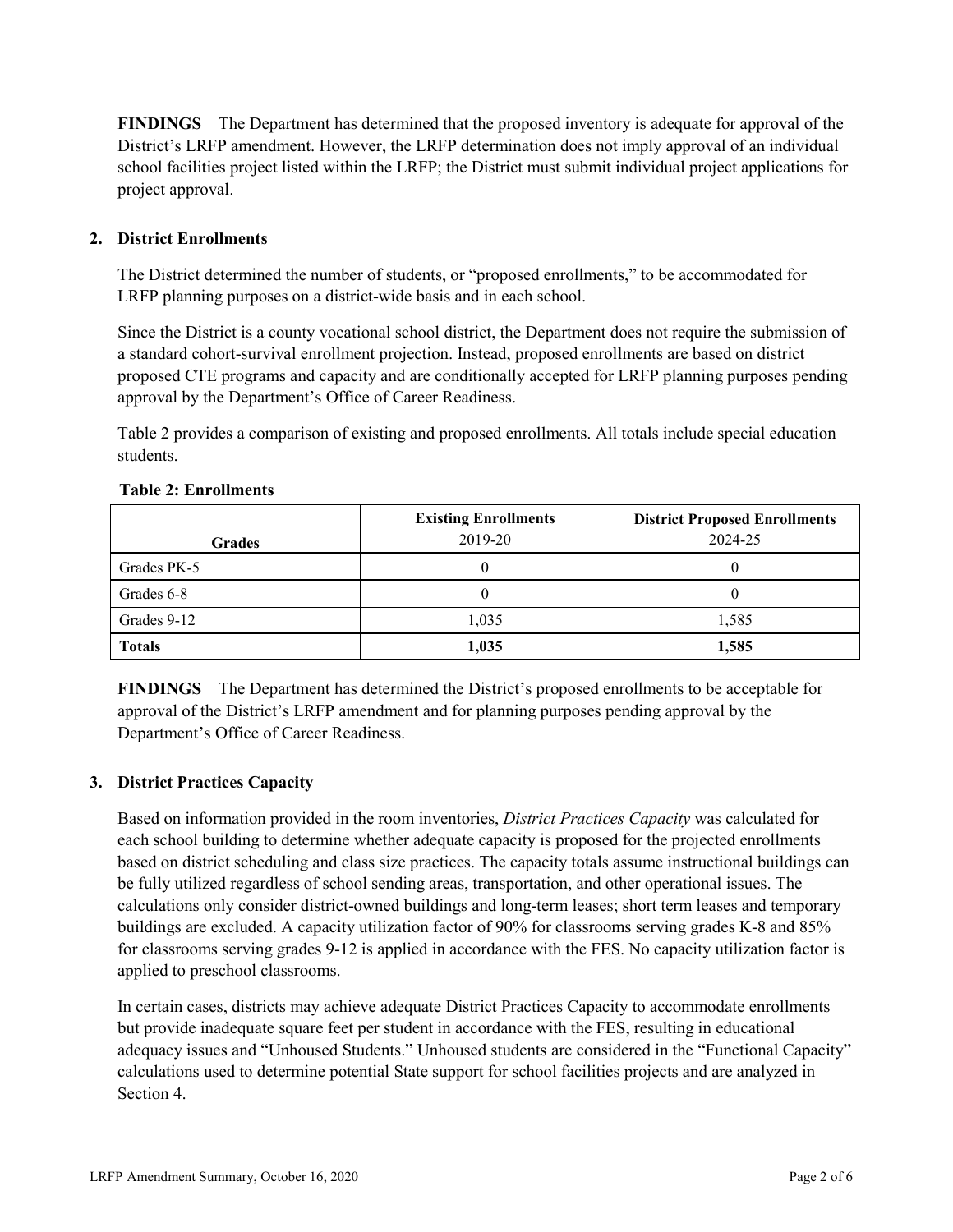**FINDINGS** The Department has determined that the proposed inventory is adequate for approval of the District's LRFP amendment. However, the LRFP determination does not imply approval of an individual school facilities project listed within the LRFP; the District must submit individual project applications for project approval.

## 2. District Enrollments

The District determined the number of students, or "proposed enrollments," to be accommodated for LRFP planning purposes on a district-wide basis and in each school.

Since the District is a county vocational school district, the Department does not require the submission of a standard cohort-survival enrollment projection. Instead, proposed enrollments are based on district proposed CTE programs and capacity and are conditionally accepted for LRFP planning purposes pending approval by the Department's Office of Career Readiness.

Table 2 provides a comparison of existing and proposed enrollments. All totals include special education students.

**Table 2: Enrollments**

| Grades | Existing Enrollments 2019-20 | District Proposed Enrollments 2024-25 |
|---|---|---|
| Grades PK-5 | 0 | 0 |
| Grades 6-8 | 0 | 0 |
| Grades 9-12 | 1,035 | 1,585 |
| **Totals** | **1,035** | **1,585** |

**FINDINGS** The Department has determined the District's proposed enrollments to be acceptable for approval of the District's LRFP amendment and for planning purposes pending approval by the Department's Office of Career Readiness.

## 3. District Practices Capacity

Based on information provided in the room inventories, *District Practices Capacity* was calculated for each school building to determine whether adequate capacity is proposed for the projected enrollments based on district scheduling and class size practices. The capacity totals assume instructional buildings can be fully utilized regardless of school sending areas, transportation, and other operational issues. The calculations only consider district-owned buildings and long-term leases; short term leases and temporary buildings are excluded. A capacity utilization factor of 90% for classrooms serving grades K-8 and 85% for classrooms serving grades 9-12 is applied in accordance with the FES. No capacity utilization factor is applied to preschool classrooms.

In certain cases, districts may achieve adequate District Practices Capacity to accommodate enrollments but provide inadequate square feet per student in accordance with the FES, resulting in educational adequacy issues and "Unhoused Students." Unhoused students are considered in the "Functional Capacity" calculations used to determine potential State support for school facilities projects and are analyzed in Section 4.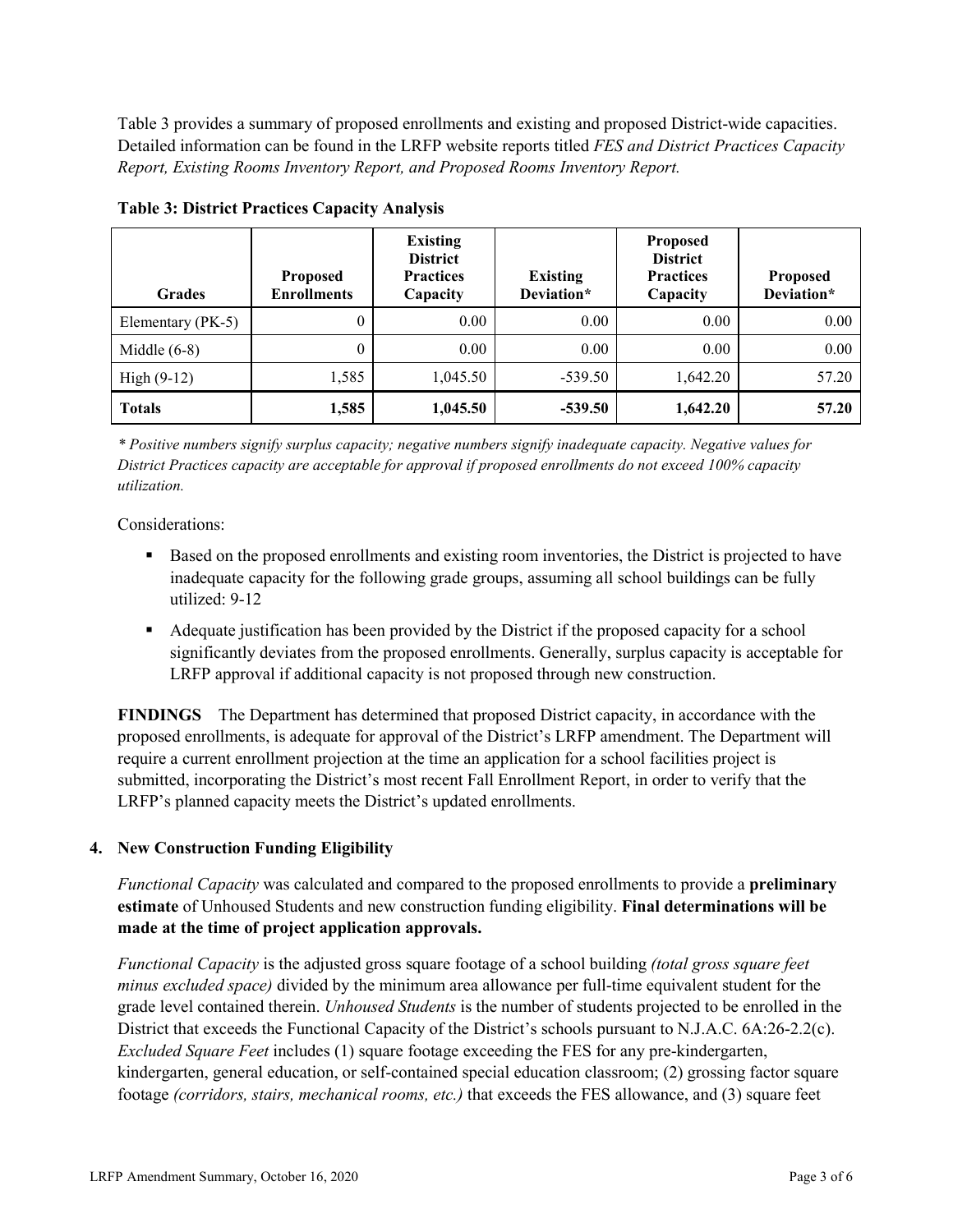Table 3 provides a summary of proposed enrollments and existing and proposed District-wide capacities. Detailed information can be found in the LRFP website reports titled *FES and District Practices Capacity Report, Existing Rooms Inventory Report, and Proposed Rooms Inventory Report.*

**Table 3: District Practices Capacity Analysis**

| Grades | Proposed Enrollments | Existing District Practices Capacity | Existing Deviation* | Proposed District Practices Capacity | Proposed Deviation* |
|---|---|---|---|---|---|
| Elementary (PK-5) | 0 | 0.00 | 0.00 | 0.00 | 0.00 |
| Middle (6-8) | 0 | 0.00 | 0.00 | 0.00 | 0.00 |
| High (9-12) | 1,585 | 1,045.50 | -539.50 | 1,642.20 | 57.20 |
| **Totals** | **1,585** | **1,045.50** | **-539.50** | **1,642.20** | **57.20** |

*\* Positive numbers signify surplus capacity; negative numbers signify inadequate capacity. Negative values for District Practices capacity are acceptable for approval if proposed enrollments do not exceed 100% capacity utilization.*

Considerations:

- Based on the proposed enrollments and existing room inventories, the District is projected to have inadequate capacity for the following grade groups, assuming all school buildings can be fully utilized: 9-12
- Adequate justification has been provided by the District if the proposed capacity for a school significantly deviates from the proposed enrollments. Generally, surplus capacity is acceptable for LRFP approval if additional capacity is not proposed through new construction.

**FINDINGS** The Department has determined that proposed District capacity, in accordance with the proposed enrollments, is adequate for approval of the District's LRFP amendment. The Department will require a current enrollment projection at the time an application for a school facilities project is submitted, incorporating the District's most recent Fall Enrollment Report, in order to verify that the LRFP's planned capacity meets the District's updated enrollments.

## 4. New Construction Funding Eligibility

*Functional Capacity* was calculated and compared to the proposed enrollments to provide a **preliminary estimate** of Unhoused Students and new construction funding eligibility. **Final determinations will be made at the time of project application approvals.**

*Functional Capacity* is the adjusted gross square footage of a school building *(total gross square feet minus excluded space)* divided by the minimum area allowance per full-time equivalent student for the grade level contained therein. *Unhoused Students* is the number of students projected to be enrolled in the District that exceeds the Functional Capacity of the District's schools pursuant to N.J.A.C. 6A:26-2.2(c). *Excluded Square Feet* includes (1) square footage exceeding the FES for any pre-kindergarten, kindergarten, general education, or self-contained special education classroom; (2) grossing factor square footage *(corridors, stairs, mechanical rooms, etc.)* that exceeds the FES allowance, and (3) square feet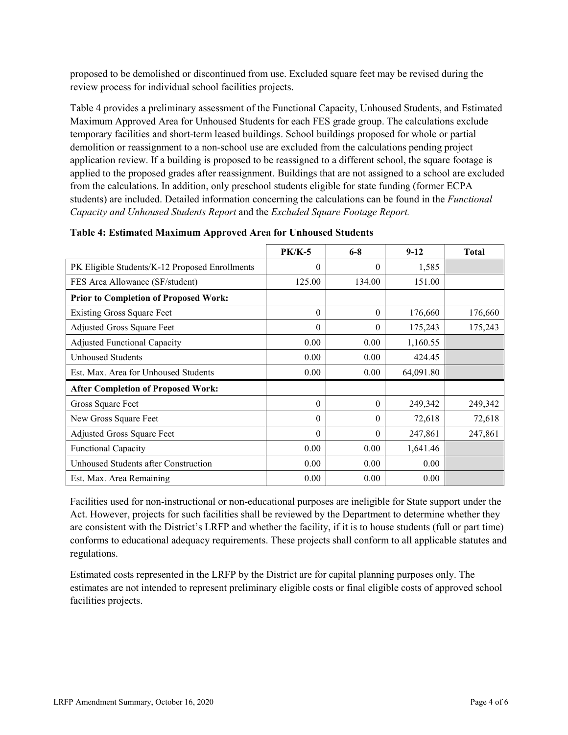proposed to be demolished or discontinued from use. Excluded square feet may be revised during the review process for individual school facilities projects.

Table 4 provides a preliminary assessment of the Functional Capacity, Unhoused Students, and Estimated Maximum Approved Area for Unhoused Students for each FES grade group. The calculations exclude temporary facilities and short-term leased buildings. School buildings proposed for whole or partial demolition or reassignment to a non-school use are excluded from the calculations pending project application review. If a building is proposed to be reassigned to a different school, the square footage is applied to the proposed grades after reassignment. Buildings that are not assigned to a school are excluded from the calculations. In addition, only preschool students eligible for state funding (former ECPA students) are included. Detailed information concerning the calculations can be found in the *Functional Capacity and Unhoused Students Report* and the *Excluded Square Footage Report.*

**Table 4: Estimated Maximum Approved Area for Unhoused Students**

| | PK/K-5 | 6-8 | 9-12 | Total |
|---|---|---|---|---|
| PK Eligible Students/K-12 Proposed Enrollments | 0 | 0 | 1,585 | |
| FES Area Allowance (SF/student) | 125.00 | 134.00 | 151.00 | |
| **Prior to Completion of Proposed Work:** | | | | |
| Existing Gross Square Feet | 0 | 0 | 176,660 | 176,660 |
| Adjusted Gross Square Feet | 0 | 0 | 175,243 | 175,243 |
| Adjusted Functional Capacity | 0.00 | 0.00 | 1,160.55 | |
| Unhoused Students | 0.00 | 0.00 | 424.45 | |
| Est. Max. Area for Unhoused Students | 0.00 | 0.00 | 64,091.80 | |
| **After Completion of Proposed Work:** | | | | |
| Gross Square Feet | 0 | 0 | 249,342 | 249,342 |
| New Gross Square Feet | 0 | 0 | 72,618 | 72,618 |
| Adjusted Gross Square Feet | 0 | 0 | 247,861 | 247,861 |
| Functional Capacity | 0.00 | 0.00 | 1,641.46 | |
| Unhoused Students after Construction | 0.00 | 0.00 | 0.00 | |
| Est. Max. Area Remaining | 0.00 | 0.00 | 0.00 | |

Facilities used for non-instructional or non-educational purposes are ineligible for State support under the Act. However, projects for such facilities shall be reviewed by the Department to determine whether they are consistent with the District's LRFP and whether the facility, if it is to house students (full or part time) conforms to educational adequacy requirements. These projects shall conform to all applicable statutes and regulations.

Estimated costs represented in the LRFP by the District are for capital planning purposes only. The estimates are not intended to represent preliminary eligible costs or final eligible costs of approved school facilities projects.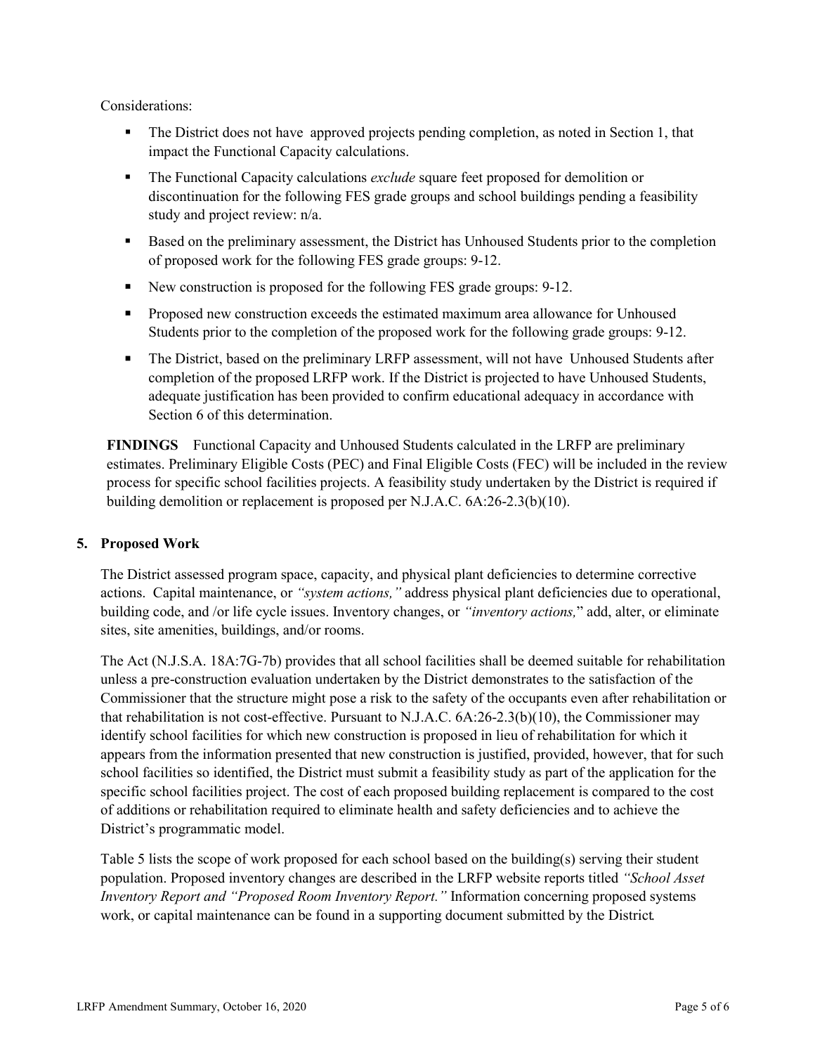Considerations:

- The District does not have approved projects pending completion, as noted in Section 1, that impact the Functional Capacity calculations.
- The Functional Capacity calculations *exclude* square feet proposed for demolition or discontinuation for the following FES grade groups and school buildings pending a feasibility study and project review: n/a.
- Based on the preliminary assessment, the District has Unhoused Students prior to the completion of proposed work for the following FES grade groups: 9-12.
- New construction is proposed for the following FES grade groups: 9-12.
- Proposed new construction exceeds the estimated maximum area allowance for Unhoused Students prior to the completion of the proposed work for the following grade groups: 9-12.
- The District, based on the preliminary LRFP assessment, will not have Unhoused Students after completion of the proposed LRFP work. If the District is projected to have Unhoused Students, adequate justification has been provided to confirm educational adequacy in accordance with Section 6 of this determination.

**FINDINGS** Functional Capacity and Unhoused Students calculated in the LRFP are preliminary estimates. Preliminary Eligible Costs (PEC) and Final Eligible Costs (FEC) will be included in the review process for specific school facilities projects. A feasibility study undertaken by the District is required if building demolition or replacement is proposed per N.J.A.C. 6A:26-2.3(b)(10).

## 5. Proposed Work

The District assessed program space, capacity, and physical plant deficiencies to determine corrective actions. Capital maintenance, or *"system actions,"* address physical plant deficiencies due to operational, building code, and /or life cycle issues. Inventory changes, or *"inventory actions,"* add, alter, or eliminate sites, site amenities, buildings, and/or rooms.

The Act (N.J.S.A. 18A:7G-7b) provides that all school facilities shall be deemed suitable for rehabilitation unless a pre-construction evaluation undertaken by the District demonstrates to the satisfaction of the Commissioner that the structure might pose a risk to the safety of the occupants even after rehabilitation or that rehabilitation is not cost-effective. Pursuant to N.J.A.C. 6A:26-2.3(b)(10), the Commissioner may identify school facilities for which new construction is proposed in lieu of rehabilitation for which it appears from the information presented that new construction is justified, provided, however, that for such school facilities so identified, the District must submit a feasibility study as part of the application for the specific school facilities project. The cost of each proposed building replacement is compared to the cost of additions or rehabilitation required to eliminate health and safety deficiencies and to achieve the District's programmatic model.

Table 5 lists the scope of work proposed for each school based on the building(s) serving their student population. Proposed inventory changes are described in the LRFP website reports titled *"School Asset Inventory Report and "Proposed Room Inventory Report."* Information concerning proposed systems work, or capital maintenance can be found in a supporting document submitted by the District.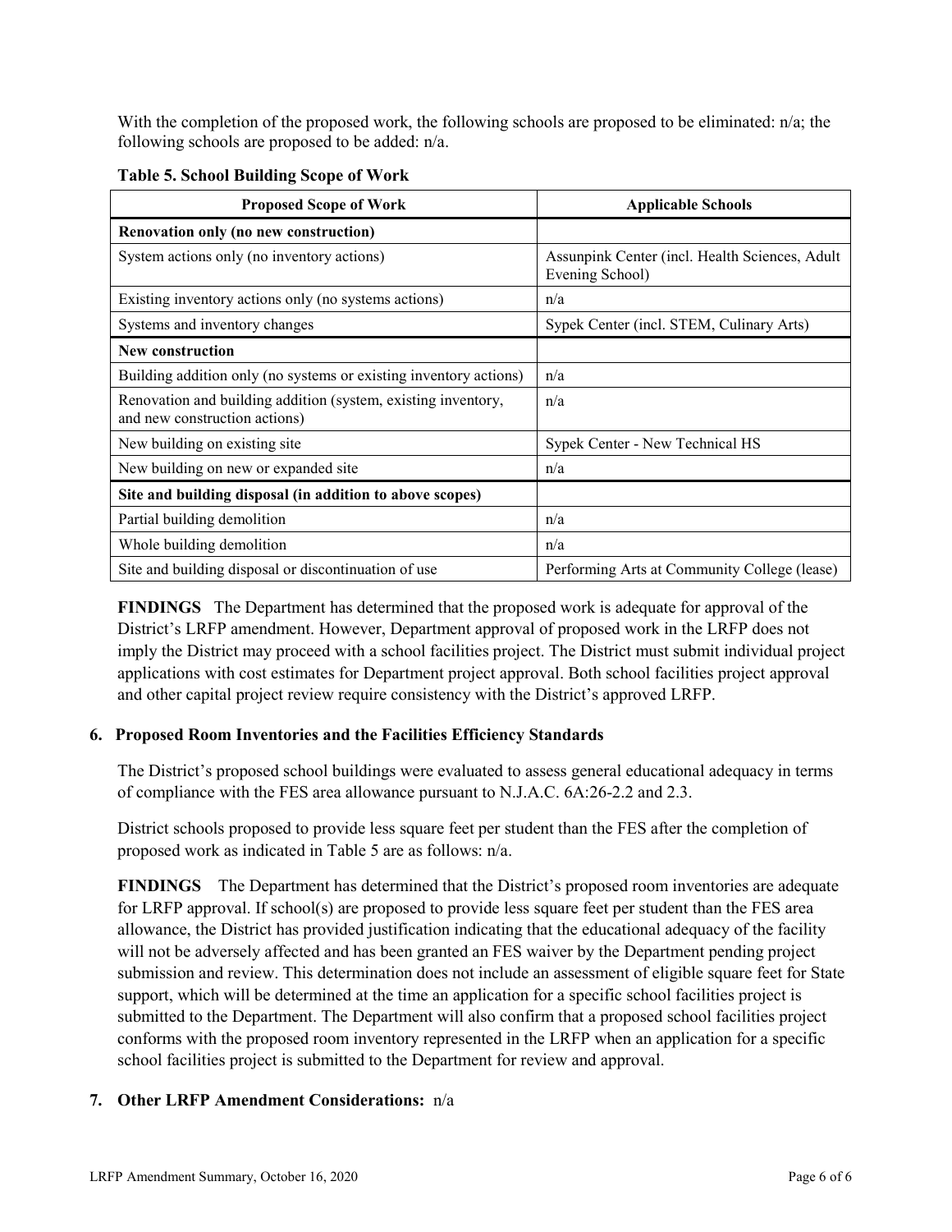With the completion of the proposed work, the following schools are proposed to be eliminated: n/a; the following schools are proposed to be added: n/a.

**Table 5. School Building Scope of Work**

| Proposed Scope of Work | Applicable Schools |
|---|---|
| **Renovation only (no new construction)** | |
| System actions only (no inventory actions) | Assunpink Center (incl. Health Sciences, Adult Evening School) |
| Existing inventory actions only (no systems actions) | n/a |
| Systems and inventory changes | Sypek Center (incl. STEM, Culinary Arts) |
| **New construction** | |
| Building addition only (no systems or existing inventory actions) | n/a |
| Renovation and building addition (system, existing inventory, and new construction actions) | n/a |
| New building on existing site | Sypek Center - New Technical HS |
| New building on new or expanded site | n/a |
| **Site and building disposal (in addition to above scopes)** | |
| Partial building demolition | n/a |
| Whole building demolition | n/a |
| Site and building disposal or discontinuation of use | Performing Arts at Community College (lease) |

**FINDINGS** The Department has determined that the proposed work is adequate for approval of the District's LRFP amendment. However, Department approval of proposed work in the LRFP does not imply the District may proceed with a school facilities project. The District must submit individual project applications with cost estimates for Department project approval. Both school facilities project approval and other capital project review require consistency with the District's approved LRFP.

### 6. Proposed Room Inventories and the Facilities Efficiency Standards

The District's proposed school buildings were evaluated to assess general educational adequacy in terms of compliance with the FES area allowance pursuant to N.J.A.C. 6A:26-2.2 and 2.3.

District schools proposed to provide less square feet per student than the FES after the completion of proposed work as indicated in Table 5 are as follows: n/a.

**FINDINGS** The Department has determined that the District's proposed room inventories are adequate for LRFP approval. If school(s) are proposed to provide less square feet per student than the FES area allowance, the District has provided justification indicating that the educational adequacy of the facility will not be adversely affected and has been granted an FES waiver by the Department pending project submission and review. This determination does not include an assessment of eligible square feet for State support, which will be determined at the time an application for a specific school facilities project is submitted to the Department. The Department will also confirm that a proposed school facilities project conforms with the proposed room inventory represented in the LRFP when an application for a specific school facilities project is submitted to the Department for review and approval.

### 7. Other LRFP Amendment Considerations: n/a